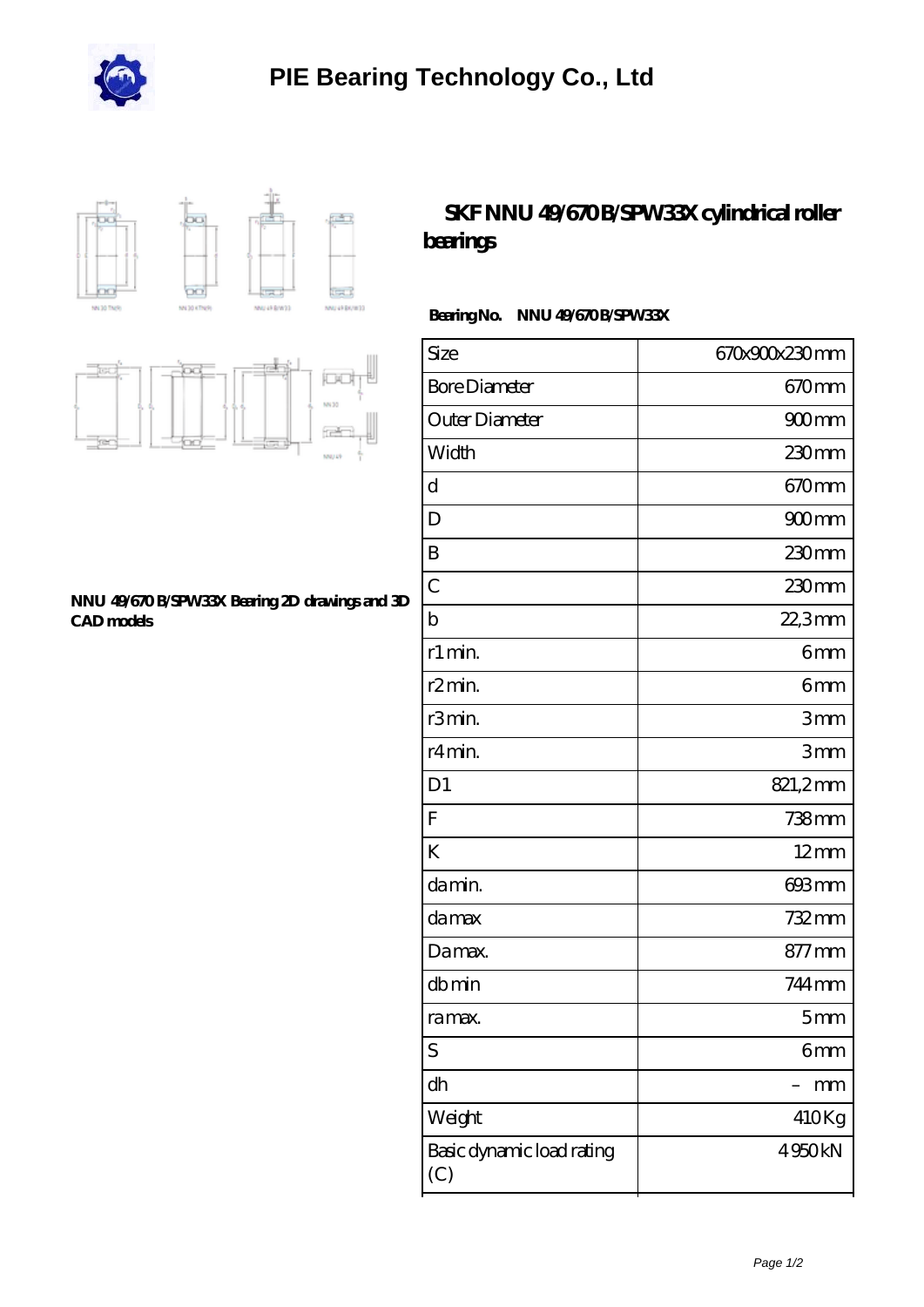# PIE Bearing Technology Co., Ltd

## SKF NNU 49/670 B/SPW33X cylindrical roller bearings

**NNU 49/670 B/SPW33X Bearing 2D drawings and 3D CAD models**

**Bearing No.** NNU 49/670 B/SPW33X

| Size | 670x900x230 mm |
| --- | --- |
| Bore Diameter | 670 mm |
| Outer Diameter | 900 mm |
| Width | 230 mm |
| d | 670 mm |
| D | 900 mm |
| B | 230 mm |
| C | 230 mm |
| b | 22,3 mm |
| r1 min. | 6 mm |
| r2 min. | 6 mm |
| r3 min. | 3 mm |
| r4 min. | 3 mm |
| D1 | 821,2 mm |
| F | 738 mm |
| K | 12 mm |
| da min. | 693 mm |
| da max | 732 mm |
| Da max. | 877 mm |
| db min | 744 mm |
| ra max. | 5 mm |
| S | 6 mm |
| dh | – mm |
| Weight | 410 Kg |
| Basic dynamic load rating (C) | 4 950 kN |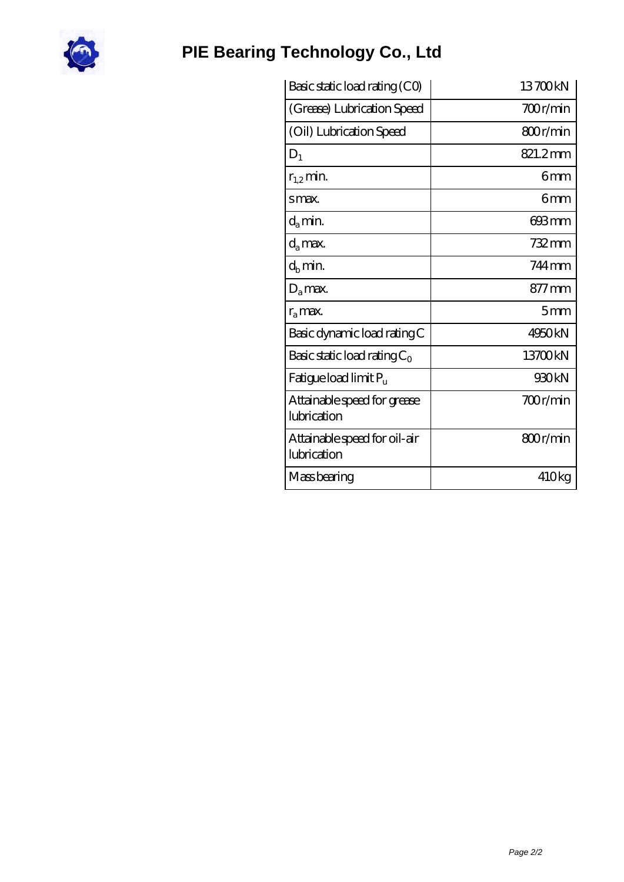# PIE Bearing Technology Co., Ltd

| | |
|---|---|
| Basic static load rating (C0) | 13 700 kN |
| (Grease) Lubrication Speed | 700 r/min |
| (Oil) Lubrication Speed | 800 r/min |
| $D_1$ | 821.2 mm |
| $r_{1,2}$ min. | 6 mm |
| s max. | 6 mm |
| $d_a$ min. | 693 mm |
| $d_a$ max. | 732 mm |
| $d_b$ min. | 744 mm |
| $D_a$ max. | 877 mm |
| $r_a$ max. | 5 mm |
| Basic dynamic load rating C | 4950 kN |
| Basic static load rating $C_0$ | 13700 kN |
| Fatigue load limit $P_u$ | 930 kN |
| Attainable speed for grease lubrication | 700 r/min |
| Attainable speed for oil-air lubrication | 800 r/min |
| Mass bearing | 410 kg |